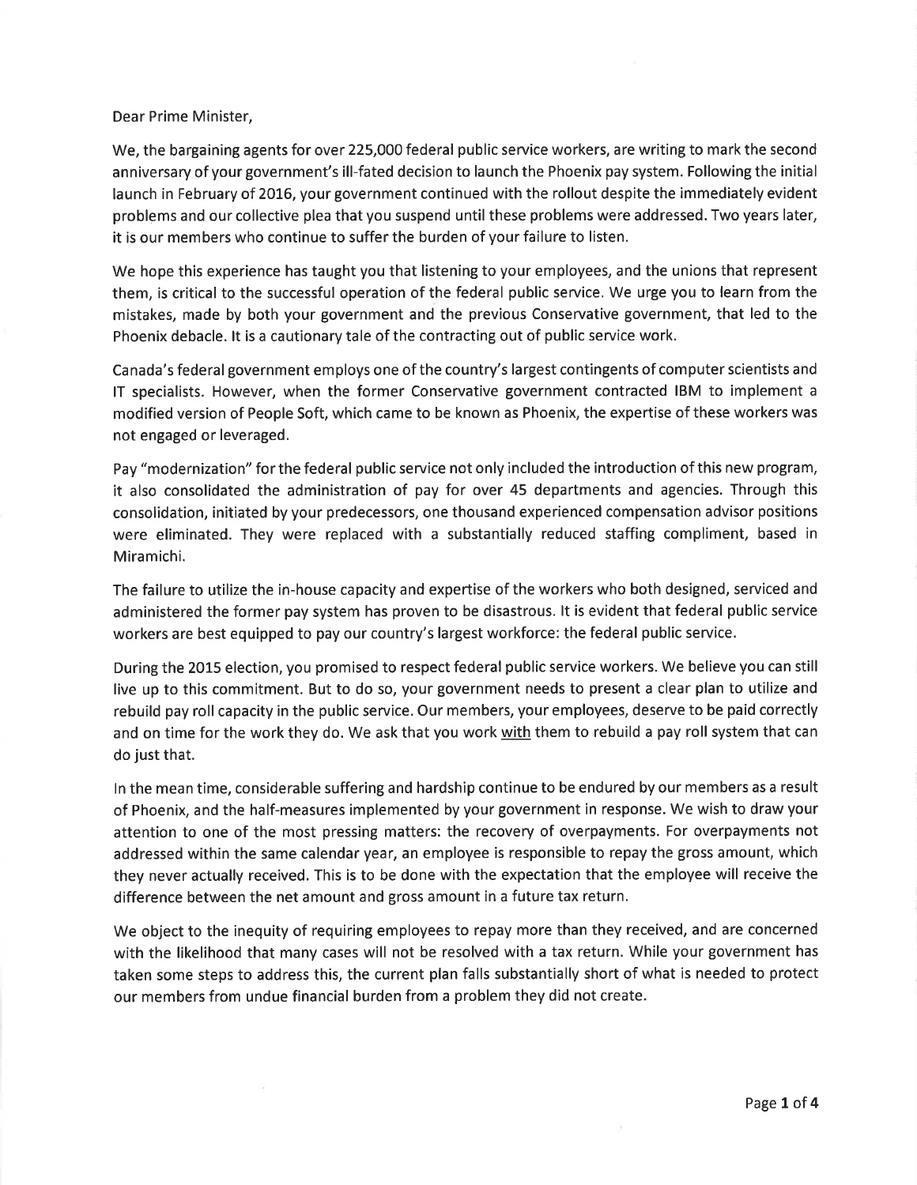Dear Prime Minister,

We, the bargaining agents for over 225,000 federal public service workers, are writing to mark the second anniversary of your government's ill-fated decision to launch the Phoenix pay system. Following the initial launch in February of 2016, your government continued with the rollout despite the immediately evident problems and our collective plea that you suspend until these problems were addressed. Two years later, it is our members who continue to suffer the burden of your failure to listen.

We hope this experience has taught you that listening to your employees, and the unions that represent them, is critical to the successful operation of the federal public service. We urge you to learn from the mistakes, made by both your government and the previous Conservative government, that led to the Phoenix debacle. It is a cautionary tale of the contracting out of public service work.

Canada's federal government employs one of the country's largest contingents of computer scientists and IT specialists. However, when the former Conservative government contracted IBM to implement a modified version of People Soft, which came to be known as Phoenix, the expertise of these workers was not engaged or leveraged.

Pay "modernization" for the federal public service not only included the introduction of this new program, it also consolidated the administration of pay for over 45 departments and agencies. Through this consolidation, initiated by your predecessors, one thousand experienced compensation advisor positions were eliminated. They were replaced with a substantially reduced staffing compliment, based in Miramichi.

The failure to utilize the in-house capacity and expertise of the workers who both designed, serviced and administered the former pay system has proven to be disastrous. It is evident that federal public service workers are best equipped to pay our country's largest workforce: the federal public service.

During the 2015 election, you promised to respect federal public service workers. We believe you can still live up to this commitment. But to do so, your government needs to present a clear plan to utilize and rebuild pay roll capacity in the public service. Our members, your employees, deserve to be paid correctly and on time for the work they do. We ask that you work <u>with</u> them to rebuild a pay roll system that can do just that.

In the mean time, considerable suffering and hardship continue to be endured by our members as a result of Phoenix, and the half-measures implemented by your government in response. We wish to draw your attention to one of the most pressing matters: the recovery of overpayments. For overpayments not addressed within the same calendar year, an employee is responsible to repay the gross amount, which they never actually received. This is to be done with the expectation that the employee will receive the difference between the net amount and gross amount in a future tax return.

We object to the inequity of requiring employees to repay more than they received, and are concerned with the likelihood that many cases will not be resolved with a tax return. While your government has taken some steps to address this, the current plan falls substantially short of what is needed to protect our members from undue financial burden from a problem they did not create.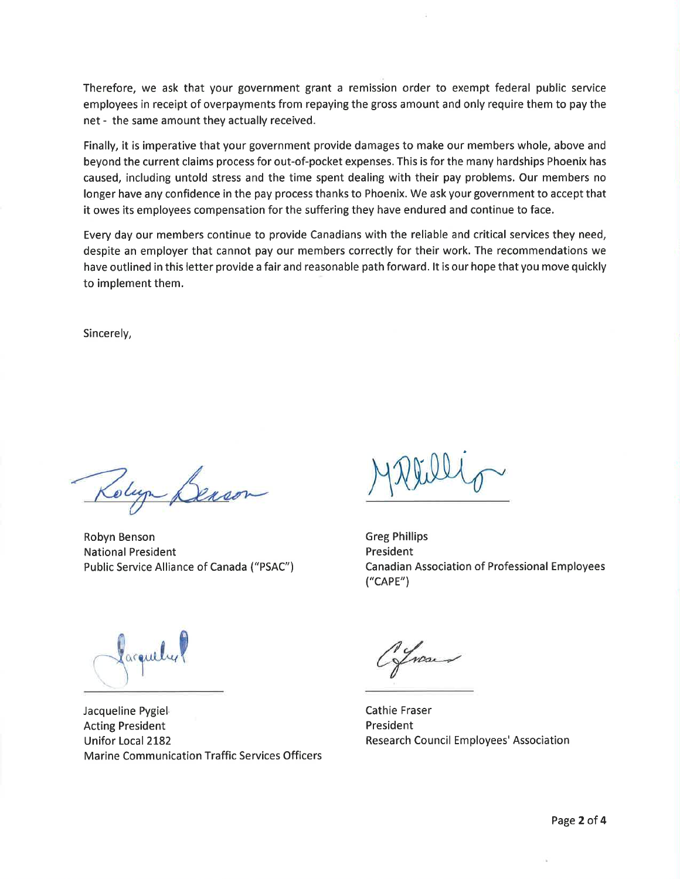Therefore, we ask that your government grant a remission order to exempt federal public service employees in receipt of overpayments from repaying the gross amount and only require them to pay the net - the same amount they actually received.

Finally, it is imperative that your government provide damages to make our members whole, above and beyond the current claims process for out-of-pocket expenses. This is for the many hardships Phoenix has caused, including untold stress and the time spent dealing with their pay problems. Our members no longer have any confidence in the pay process thanks to Phoenix. We ask your government to accept that it owes its employees compensation for the suffering they have endured and continue to face.

Every day our members continue to provide Canadians with the reliable and critical services they need, despite an employer that cannot pay our members correctly for their work. The recommendations we have outlined in this letter provide a fair and reasonable path forward. It is our hope that you move quickly to implement them.

Sincerely,

Robyn Benson
National President
Public Service Alliance of Canada ("PSAC")

Greg Phillips
President
Canadian Association of Professional Employees ("CAPE")

Jacqueline Pygiel
Acting President
Unifor Local 2182
Marine Communication Traffic Services Officers

Cathie Fraser
President
Research Council Employees' Association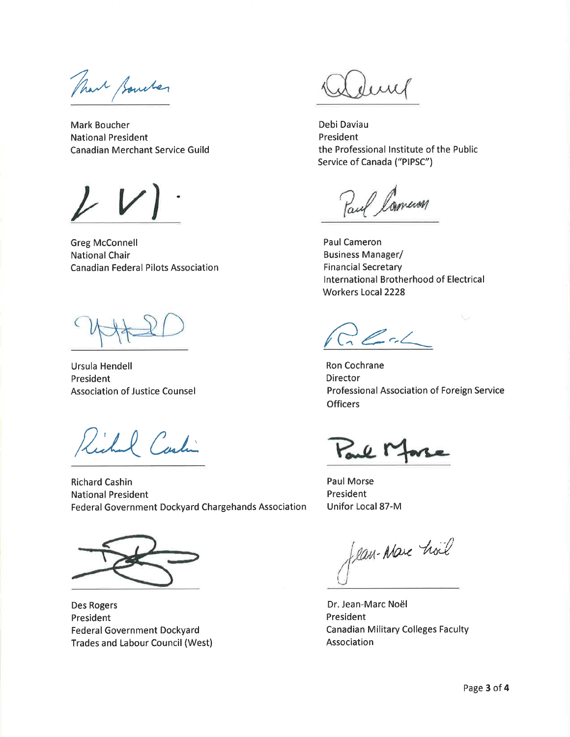Mark Boucher
National President
Canadian Merchant Service Guild

Debi Daviau
President
the Professional Institute of the Public Service of Canada ("PIPSC")

Greg McConnell
National Chair
Canadian Federal Pilots Association

Paul Cameron
Business Manager/
Financial Secretary
International Brotherhood of Electrical Workers Local 2228

Ursula Hendell
President
Association of Justice Counsel

Ron Cochrane
Director
Professional Association of Foreign Service Officers

Richard Cashin
National President
Federal Government Dockyard Chargehands Association

Paul Morse
President
Unifor Local 87-M

Des Rogers
President
Federal Government Dockyard Trades and Labour Council (West)

Dr. Jean-Marc Noël
President
Canadian Military Colleges Faculty Association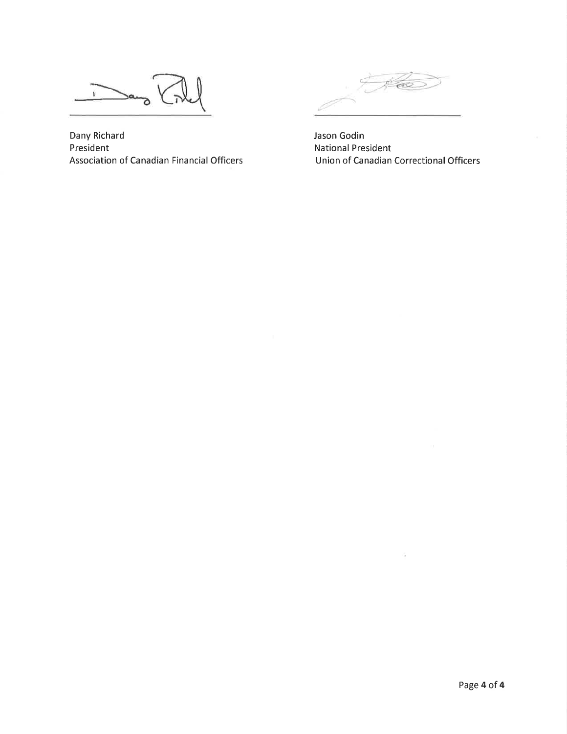Dany Richard
President
Association of Canadian Financial Officers

Jason Godin
National President
Union of Canadian Correctional Officers